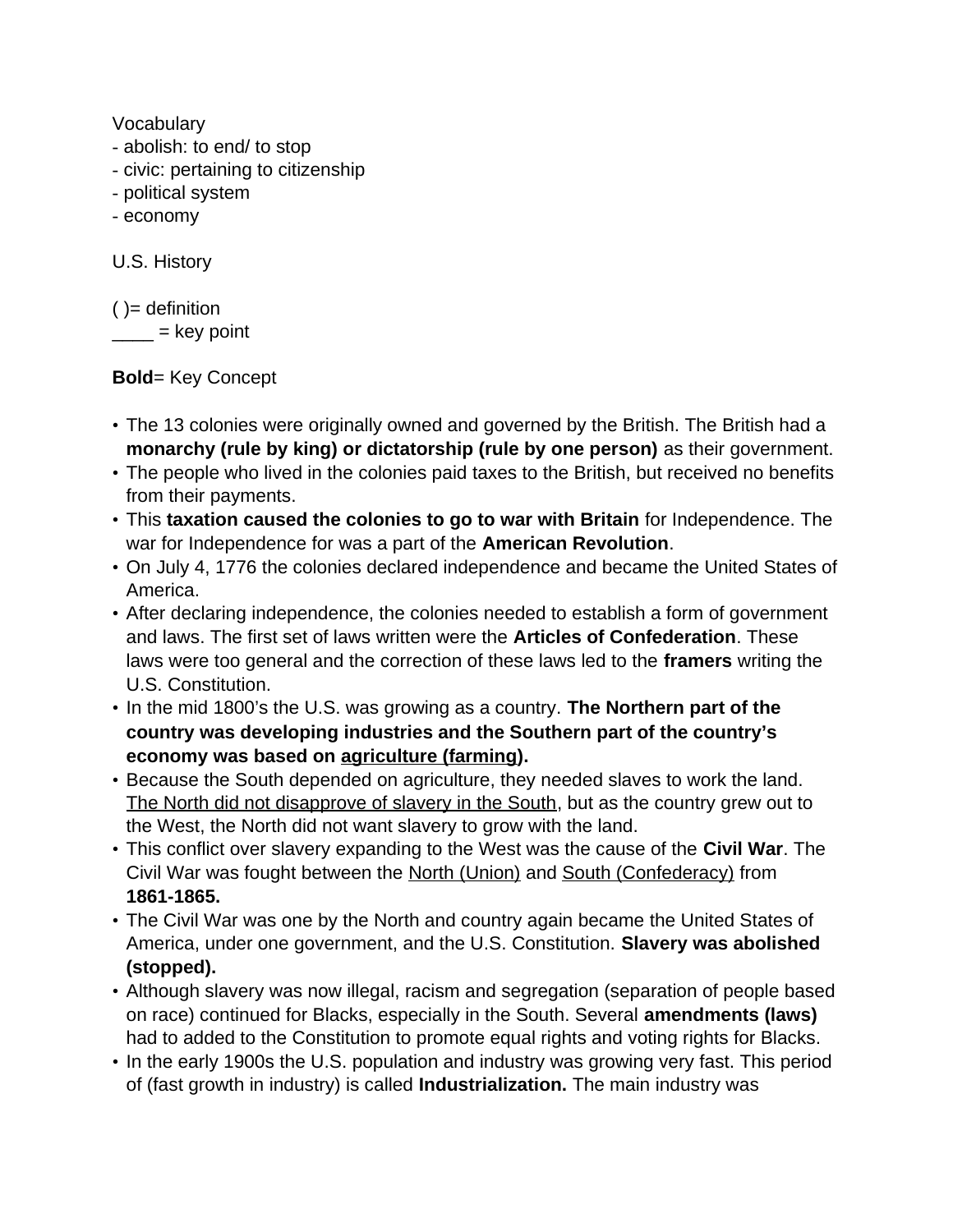Vocabulary
- abolish: to end/ to stop
- civic: pertaining to citizenship
- political system
- economy

U.S. History

( )= definition
____ = key point

**Bold**= Key Concept

- The 13 colonies were originally owned and governed by the British. The British had a **monarchy (rule by king) or dictatorship (rule by one person)** as their government.
- The people who lived in the colonies paid taxes to the British, but received no benefits from their payments.
- This **taxation caused the colonies to go to war with Britain** for Independence. The war for Independence for was a part of the **American Revolution**.
- On July 4, 1776 the colonies declared independence and became the United States of America.
- After declaring independence, the colonies needed to establish a form of government and laws. The first set of laws written were the **Articles of Confederation**. These laws were too general and the correction of these laws led to the **framers** writing the U.S. Constitution.
- In the mid 1800's the U.S. was growing as a country. **The Northern part of the country was developing industries and the Southern part of the country's economy was based on <u>agriculture (farming)</u>.**
- Because the South depended on agriculture, they needed slaves to work the land. <u>The North did not disapprove of slavery in the South</u>, but as the country grew out to the West, the North did not want slavery to grow with the land.
- This conflict over slavery expanding to the West was the cause of the **Civil War**. The Civil War was fought between the <u>North (Union)</u> and <u>South (Confederacy)</u> from **1861-1865.**
- The Civil War was one by the North and country again became the United States of America, under one government, and the U.S. Constitution. **Slavery was abolished (stopped).**
- Although slavery was now illegal, racism and segregation (separation of people based on race) continued for Blacks, especially in the South. Several **amendments (laws)** had to added to the Constitution to promote equal rights and voting rights for Blacks.
- In the early 1900s the U.S. population and industry was growing very fast. This period of (fast growth in industry) is called **Industrialization.** The main industry was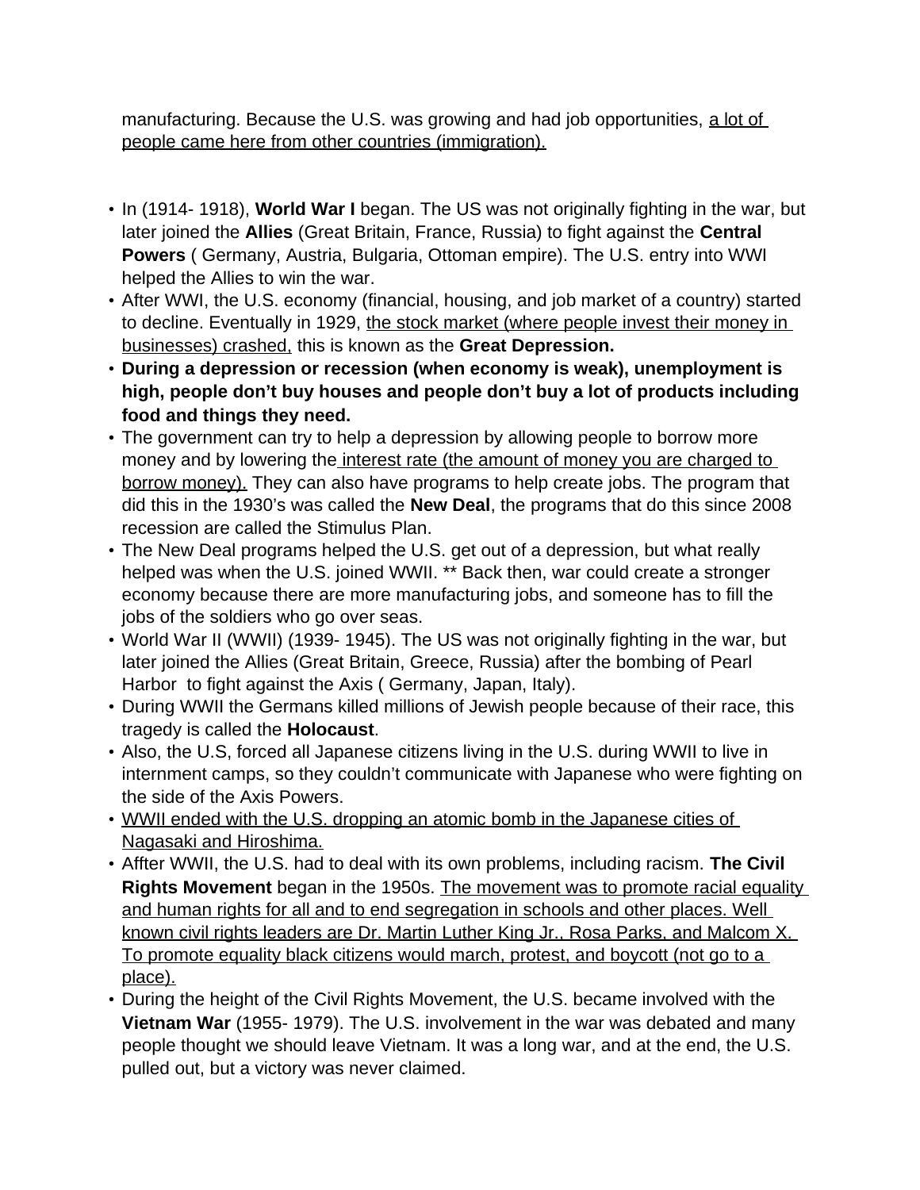manufacturing. Because the U.S. was growing and had job opportunities, <u>a lot of people came here from other countries (immigration).</u>

- In (1914- 1918), **World War I** began. The US was not originally fighting in the war, but later joined the **Allies** (Great Britain, France, Russia) to fight against the **Central Powers** ( Germany, Austria, Bulgaria, Ottoman empire). The U.S. entry into WWI helped the Allies to win the war.
- After WWI, the U.S. economy (financial, housing, and job market of a country) started to decline. Eventually in 1929, <u>the stock market (where people invest their money in businesses) crashed,</u> this is known as the **Great Depression.**
- **During a depression or recession (when economy is weak), unemployment is high, people don't buy houses and people don't buy a lot of products including food and things they need.**
- The government can try to help a depression by allowing people to borrow more money and by lowering the <u>interest rate (the amount of money you are charged to borrow money).</u> They can also have programs to help create jobs. The program that did this in the 1930's was called the **New Deal**, the programs that do this since 2008 recession are called the Stimulus Plan.
- The New Deal programs helped the U.S. get out of a depression, but what really helped was when the U.S. joined WWII. ** Back then, war could create a stronger economy because there are more manufacturing jobs, and someone has to fill the jobs of the soldiers who go over seas.
- World War II (WWII) (1939- 1945). The US was not originally fighting in the war, but later joined the Allies (Great Britain, Greece, Russia) after the bombing of Pearl Harbor to fight against the Axis ( Germany, Japan, Italy).
- During WWII the Germans killed millions of Jewish people because of their race, this tragedy is called the **Holocaust**.
- Also, the U.S, forced all Japanese citizens living in the U.S. during WWII to live in internment camps, so they couldn't communicate with Japanese who were fighting on the side of the Axis Powers.
- <u>WWII ended with the U.S. dropping an atomic bomb in the Japanese cities of Nagasaki and Hiroshima.</u>
- Affter WWII, the U.S. had to deal with its own problems, including racism. **The Civil Rights Movement** began in the 1950s. <u>The movement was to promote racial equality and human rights for all and to end segregation in schools and other places. Well known civil rights leaders are Dr. Martin Luther King Jr., Rosa Parks, and Malcom X. To promote equality black citizens would march, protest, and boycott (not go to a place).</u>
- During the height of the Civil Rights Movement, the U.S. became involved with the **Vietnam War** (1955- 1979). The U.S. involvement in the war was debated and many people thought we should leave Vietnam. It was a long war, and at the end, the U.S. pulled out, but a victory was never claimed.